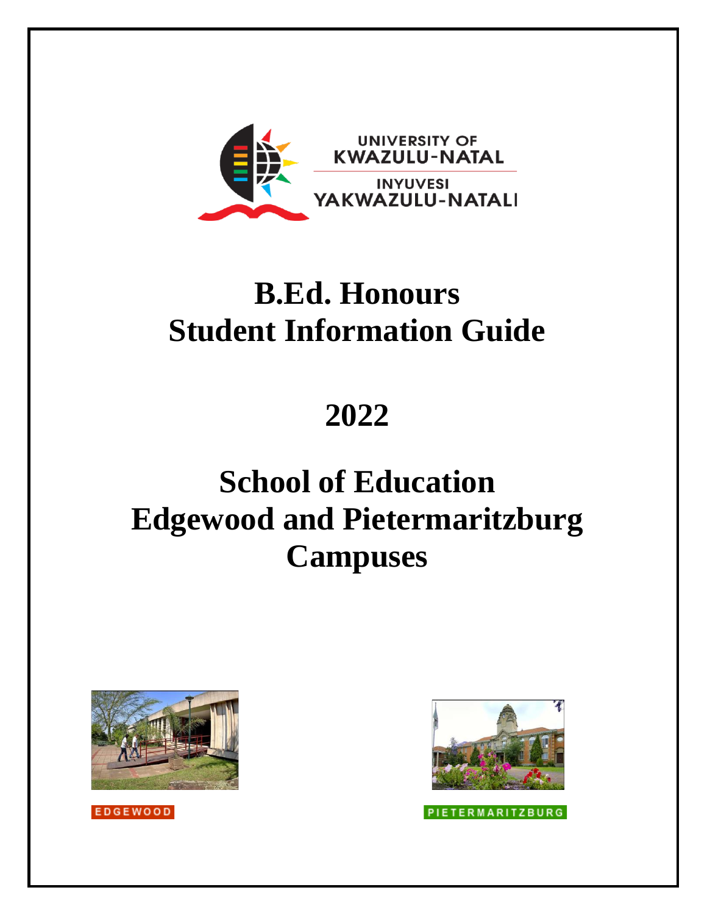UNIVERSITY OF KWAZULU-NATAL

INYUVESI YAKWAZULU-NATALI

# B.Ed. Honours
# Student Information Guide

# 2022

# School of Education
# Edgewood and Pietermaritzburg Campuses

EDGEWOOD

PIETERMARITZBURG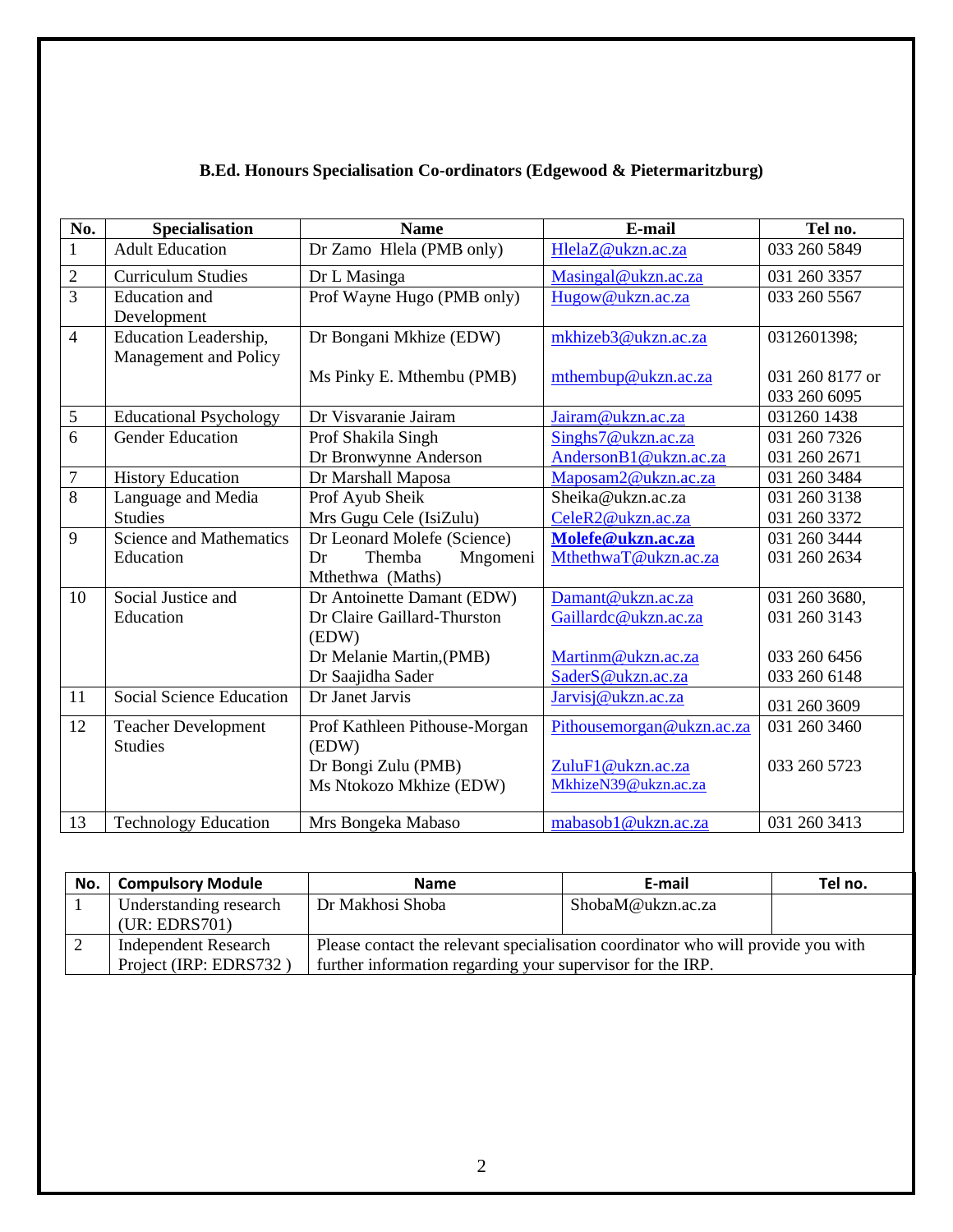## B.Ed. Honours Specialisation Co-ordinators (Edgewood & Pietermaritzburg)

| No. | Specialisation | Name | E-mail | Tel no. |
|---|---|---|---|---|
| 1 | Adult Education | Dr Zamo Hlela (PMB only) | HlelaZ@ukzn.ac.za | 033 260 5849 |
| 2 | Curriculum Studies | Dr L Masinga | Masingal@ukzn.ac.za | 031 260 3357 |
| 3 | Education and Development | Prof Wayne Hugo (PMB only) | Hugow@ukzn.ac.za | 033 260 5567 |
| 4 | Education Leadership, Management and Policy | Dr Bongani Mkhize (EDW)<br>Ms Pinky E. Mthembu (PMB) | mkhizeb3@ukzn.ac.za<br>mthembup@ukzn.ac.za | 0312601398;<br>031 260 8177 or 033 260 6095 |
| 5 | Educational Psychology | Dr Visvaranie Jairam | Jairam@ukzn.ac.za | 031260 1438 |
| 6 | Gender Education | Prof Shakila Singh<br>Dr Bronwynne Anderson | Singhs7@ukzn.ac.za<br>AndersonB1@ukzn.ac.za | 031 260 7326<br>031 260 2671 |
| 7 | History Education | Dr Marshall Maposa | Maposam2@ukzn.ac.za | 031 260 3484 |
| 8 | Language and Media Studies | Prof Ayub Sheik<br>Mrs Gugu Cele (IsiZulu) | Sheika@ukzn.ac.za<br>CeleR2@ukzn.ac.za | 031 260 3138<br>031 260 3372 |
| 9 | Science and Mathematics Education | Dr Leonard Molefe (Science)<br>Dr Themba Mngomeni Mthethwa (Maths) | **Molefe@ukzn.ac.za**<br>MthethwaT@ukzn.ac.za | 031 260 3444<br>031 260 2634 |
| 10 | Social Justice and Education | Dr Antoinette Damant (EDW)<br>Dr Claire Gaillard-Thurston (EDW)<br>Dr Melanie Martin,(PMB)<br>Dr Saajidha Sader | Damant@ukzn.ac.za<br>Gaillardc@ukzn.ac.za<br>Martinm@ukzn.ac.za<br>SaderS@ukzn.ac.za | 031 260 3680,<br>031 260 3143<br>033 260 6456<br>033 260 6148 |
| 11 | Social Science Education | Dr Janet Jarvis | Jarvisj@ukzn.ac.za | 031 260 3609 |
| 12 | Teacher Development Studies | Prof Kathleen Pithouse-Morgan (EDW)<br>Dr Bongi Zulu (PMB)<br>Ms Ntokozo Mkhize (EDW) | Pithousemorgan@ukzn.ac.za<br>ZuluF1@ukzn.ac.za<br>MkhizeN39@ukzn.ac.za | 031 260 3460<br>033 260 5723 |
| 13 | Technology Education | Mrs Bongeka Mabaso | mabasob1@ukzn.ac.za | 031 260 3413 |

| No. | Compulsory Module | Name | E-mail | Tel no. |
|---|---|---|---|---|
| 1 | Understanding research (UR: EDRS701) | Dr Makhosi Shoba | ShobaM@ukzn.ac.za | |
| 2 | Independent Research Project (IRP: EDRS732 ) | Please contact the relevant specialisation coordinator who will provide you with further information regarding your supervisor for the IRP. | | |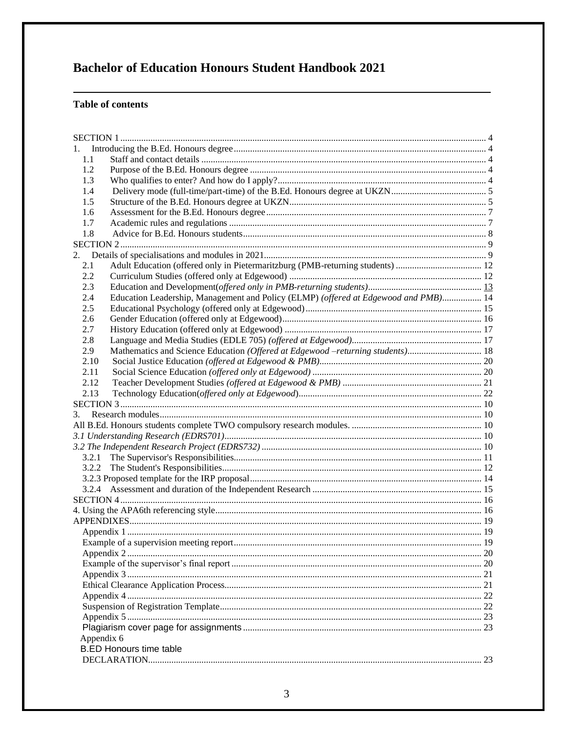# Bachelor of Education Honours Student Handbook 2021

## Table of contents

| | | |
|---|---|---|
| SECTION 1 | | 4 |
| 1. | Introducing the B.Ed. Honours degree | 4 |
| 1.1 | Staff and contact details | 4 |
| 1.2 | Purpose of the B.Ed. Honours degree | 4 |
| 1.3 | Who qualifies to enter? And how do I apply? | 4 |
| 1.4 | Delivery mode (full-time/part-time) of the B.Ed. Honours degree at UKZN | 5 |
| 1.5 | Structure of the B.Ed. Honours degree at UKZN | 5 |
| 1.6 | Assessment for the B.Ed. Honours degree | 7 |
| 1.7 | Academic rules and regulations | 7 |
| 1.8 | Advice for B.Ed. Honours students | 8 |
| SECTION 2 | | 9 |
| 2. | Details of specialisations and modules in 2021 | 9 |
| 2.1 | Adult Education (offered only in Pietermaritzburg (PMB-returning students) | 12 |
| 2.2 | Curriculum Studies (offered only at Edgewood) | 12 |
| 2.3 | Education and Development(*offered only in PMB-returning students)* | 13 |
| 2.4 | Education Leadership, Management and Policy (ELMP) *(offered at Edgewood and PMB)* | 14 |
| 2.5 | Educational Psychology (offered only at Edgewood) | 15 |
| 2.6 | Gender Education (offered only at Edgewood) | 16 |
| 2.7 | History Education (offered only at Edgewood) | 17 |
| 2.8 | Language and Media Studies (EDLE 705) *(offered at Edgewood)* | 17 |
| 2.9 | Mathematics and Science Education *(Offered at Edgewood –returning students)* | 18 |
| 2.10 | Social Justice Education *(offered at Edgewood & PMB)* | 20 |
| 2.11 | Social Science Education *(offered only at Edgewood)* | 20 |
| 2.12 | Teacher Development Studies *(offered at Edgewood & PMB)* | 21 |
| 2.13 | Technology Education(*offered only at Edgewood*) | 22 |
| SECTION 3 | | 10 |
| 3. | Research modules | 10 |
| All B.Ed. Honours students complete TWO compulsory research modules. | | 10 |
| *3.1 Understanding Research (EDRS701)* | | 10 |
| *3.2 The Independent Research Project (EDRS732)* | | 10 |
| 3.2.1 | The Supervisor's Responsibilities | 11 |
| 3.2.2 | The Student's Responsibilities | 12 |
| 3.2.3 Proposed template for the IRP proposal | | 14 |
| 3.2.4 | Assessment and duration of the Independent Research | 15 |
| SECTION 4 | | 16 |
| 4. Using the APA6th referencing style | | 16 |
| APPENDIXES | | 19 |
| Appendix 1 | | 19 |
| Example of a supervision meeting report | | 19 |
| Appendix 2 | | 20 |
| Example of the supervisor's final report | | 20 |
| Appendix 3 | | 21 |
| Ethical Clearance Application Process | | 21 |
| Appendix 4 | | 22 |
| Suspension of Registration Template | | 22 |
| Appendix 5 | | 23 |
| Plagiarism cover page for assignments | | 23 |
| Appendix 6 | | |
| B.ED Honours time table | | |
| DECLARATION | | 23 |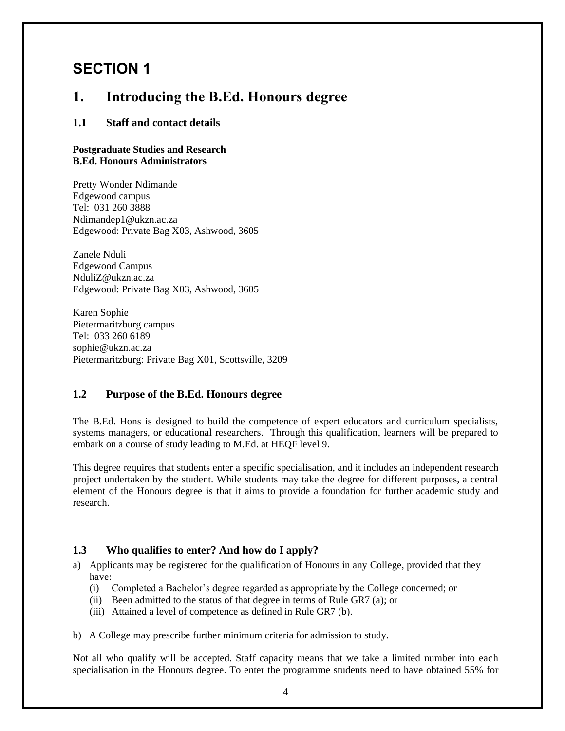# SECTION 1

# 1. Introducing the B.Ed. Honours degree

## 1.1 Staff and contact details

**Postgraduate Studies and Research**
**B.Ed. Honours Administrators**

Pretty Wonder Ndimande
Edgewood campus
Tel: 031 260 3888
Ndimandep1@ukzn.ac.za
Edgewood: Private Bag X03, Ashwood, 3605

Zanele Nduli
Edgewood Campus
NduliZ@ukzn.ac.za
Edgewood: Private Bag X03, Ashwood, 3605

Karen Sophie
Pietermaritzburg campus
Tel: 033 260 6189
sophie@ukzn.ac.za
Pietermaritzburg: Private Bag X01, Scottsville, 3209

## 1.2 Purpose of the B.Ed. Honours degree

The B.Ed. Hons is designed to build the competence of expert educators and curriculum specialists, systems managers, or educational researchers. Through this qualification, learners will be prepared to embark on a course of study leading to M.Ed. at HEQF level 9.

This degree requires that students enter a specific specialisation, and it includes an independent research project undertaken by the student. While students may take the degree for different purposes, a central element of the Honours degree is that it aims to provide a foundation for further academic study and research.

## 1.3 Who qualifies to enter? And how do I apply?

a) Applicants may be registered for the qualification of Honours in any College, provided that they have:
   (i) Completed a Bachelor's degree regarded as appropriate by the College concerned; or
   (ii) Been admitted to the status of that degree in terms of Rule GR7 (a); or
   (iii) Attained a level of competence as defined in Rule GR7 (b).

b) A College may prescribe further minimum criteria for admission to study.

Not all who qualify will be accepted. Staff capacity means that we take a limited number into each specialisation in the Honours degree. To enter the programme students need to have obtained 55% for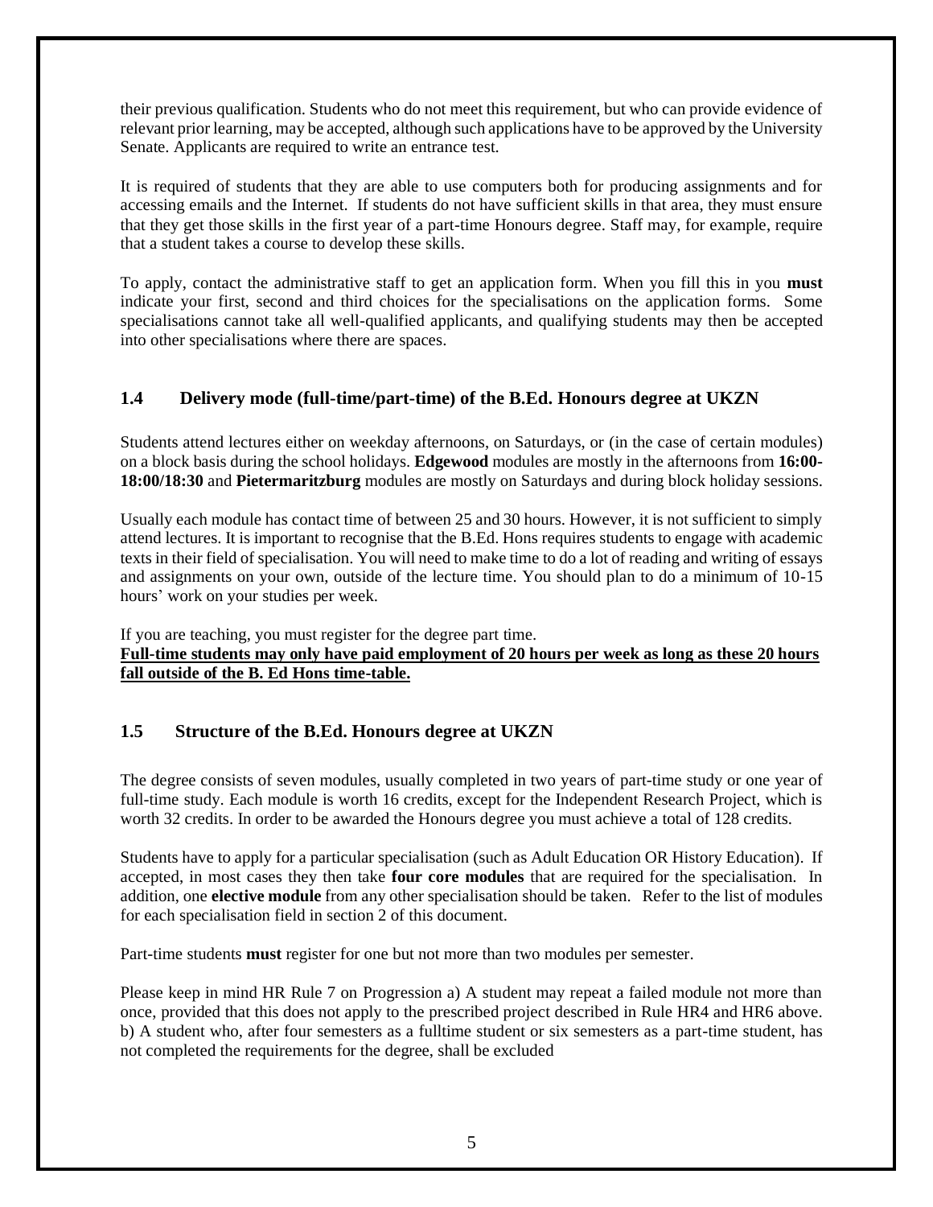their previous qualification. Students who do not meet this requirement, but who can provide evidence of relevant prior learning, may be accepted, although such applications have to be approved by the University Senate. Applicants are required to write an entrance test.

It is required of students that they are able to use computers both for producing assignments and for accessing emails and the Internet. If students do not have sufficient skills in that area, they must ensure that they get those skills in the first year of a part-time Honours degree. Staff may, for example, require that a student takes a course to develop these skills.

To apply, contact the administrative staff to get an application form. When you fill this in you **must** indicate your first, second and third choices for the specialisations on the application forms. Some specialisations cannot take all well-qualified applicants, and qualifying students may then be accepted into other specialisations where there are spaces.

## 1.4 Delivery mode (full-time/part-time) of the B.Ed. Honours degree at UKZN

Students attend lectures either on weekday afternoons, on Saturdays, or (in the case of certain modules) on a block basis during the school holidays. **Edgewood** modules are mostly in the afternoons from **16:00-18:00/18:30** and **Pietermaritzburg** modules are mostly on Saturdays and during block holiday sessions.

Usually each module has contact time of between 25 and 30 hours. However, it is not sufficient to simply attend lectures. It is important to recognise that the B.Ed. Hons requires students to engage with academic texts in their field of specialisation. You will need to make time to do a lot of reading and writing of essays and assignments on your own, outside of the lecture time. You should plan to do a minimum of 10-15 hours' work on your studies per week.

If you are teaching, you must register for the degree part time.
**Full-time students may only have paid employment of 20 hours per week as long as these 20 hours fall outside of the B. Ed Hons time-table.**

## 1.5 Structure of the B.Ed. Honours degree at UKZN

The degree consists of seven modules, usually completed in two years of part-time study or one year of full-time study. Each module is worth 16 credits, except for the Independent Research Project, which is worth 32 credits. In order to be awarded the Honours degree you must achieve a total of 128 credits.

Students have to apply for a particular specialisation (such as Adult Education OR History Education). If accepted, in most cases they then take **four core modules** that are required for the specialisation. In addition, one **elective module** from any other specialisation should be taken. Refer to the list of modules for each specialisation field in section 2 of this document.

Part-time students **must** register for one but not more than two modules per semester.

Please keep in mind HR Rule 7 on Progression a) A student may repeat a failed module not more than once, provided that this does not apply to the prescribed project described in Rule HR4 and HR6 above. b) A student who, after four semesters as a fulltime student or six semesters as a part-time student, has not completed the requirements for the degree, shall be excluded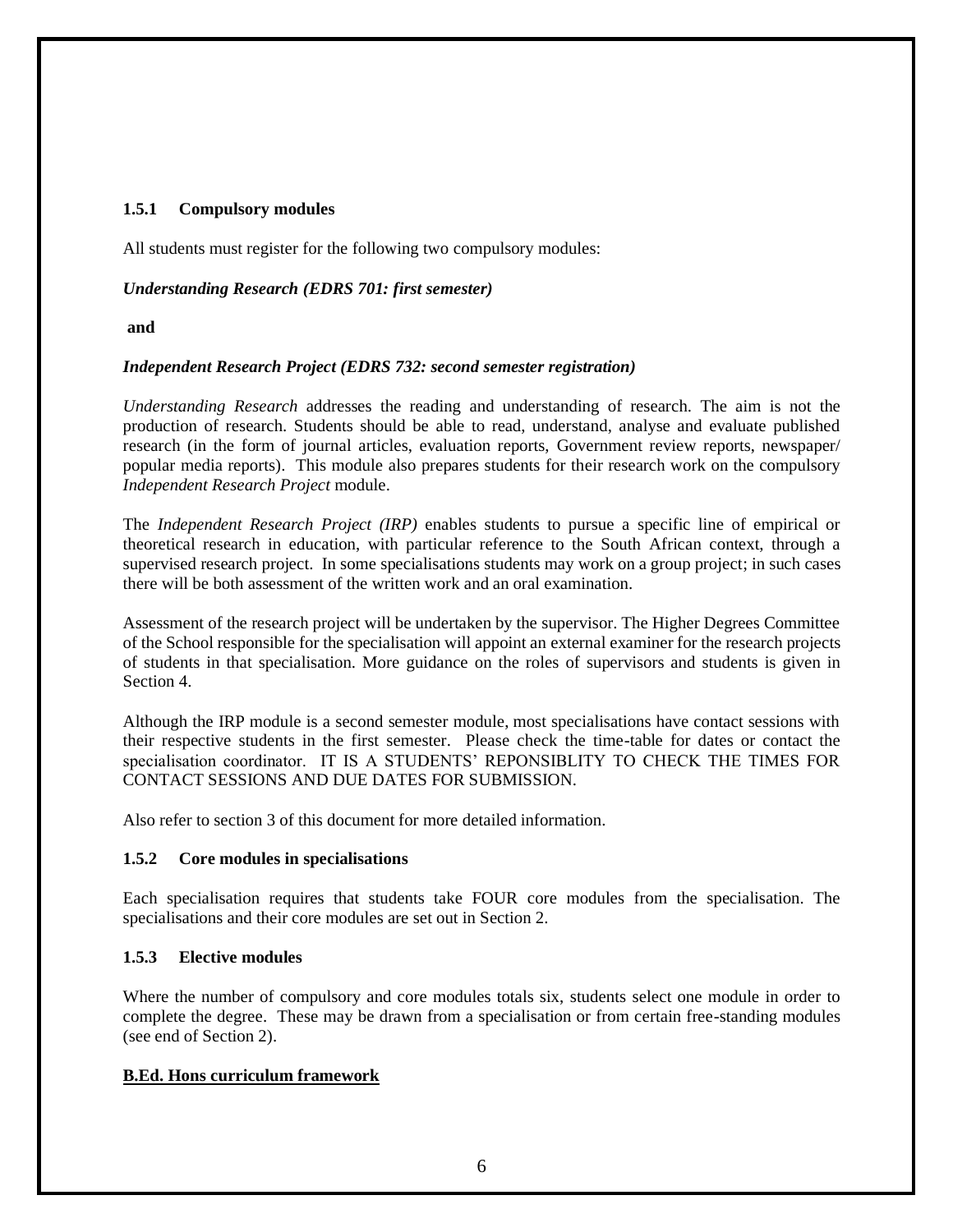### 1.5.1 Compulsory modules

All students must register for the following two compulsory modules:

***Understanding Research (EDRS 701: first semester)***

**and**

***Independent Research Project (EDRS 732: second semester registration)***

*Understanding Research* addresses the reading and understanding of research. The aim is not the production of research. Students should be able to read, understand, analyse and evaluate published research (in the form of journal articles, evaluation reports, Government review reports, newspaper/ popular media reports). This module also prepares students for their research work on the compulsory *Independent Research Project* module.

The *Independent Research Project (IRP)* enables students to pursue a specific line of empirical or theoretical research in education, with particular reference to the South African context, through a supervised research project. In some specialisations students may work on a group project; in such cases there will be both assessment of the written work and an oral examination.

Assessment of the research project will be undertaken by the supervisor. The Higher Degrees Committee of the School responsible for the specialisation will appoint an external examiner for the research projects of students in that specialisation. More guidance on the roles of supervisors and students is given in Section 4.

Although the IRP module is a second semester module, most specialisations have contact sessions with their respective students in the first semester. Please check the time-table for dates or contact the specialisation coordinator. IT IS A STUDENTS' REPONSIBLITY TO CHECK THE TIMES FOR CONTACT SESSIONS AND DUE DATES FOR SUBMISSION.

Also refer to section 3 of this document for more detailed information.

### 1.5.2 Core modules in specialisations

Each specialisation requires that students take FOUR core modules from the specialisation. The specialisations and their core modules are set out in Section 2.

### 1.5.3 Elective modules

Where the number of compulsory and core modules totals six, students select one module in order to complete the degree. These may be drawn from a specialisation or from certain free-standing modules (see end of Section 2).

**B.Ed. Hons curriculum framework**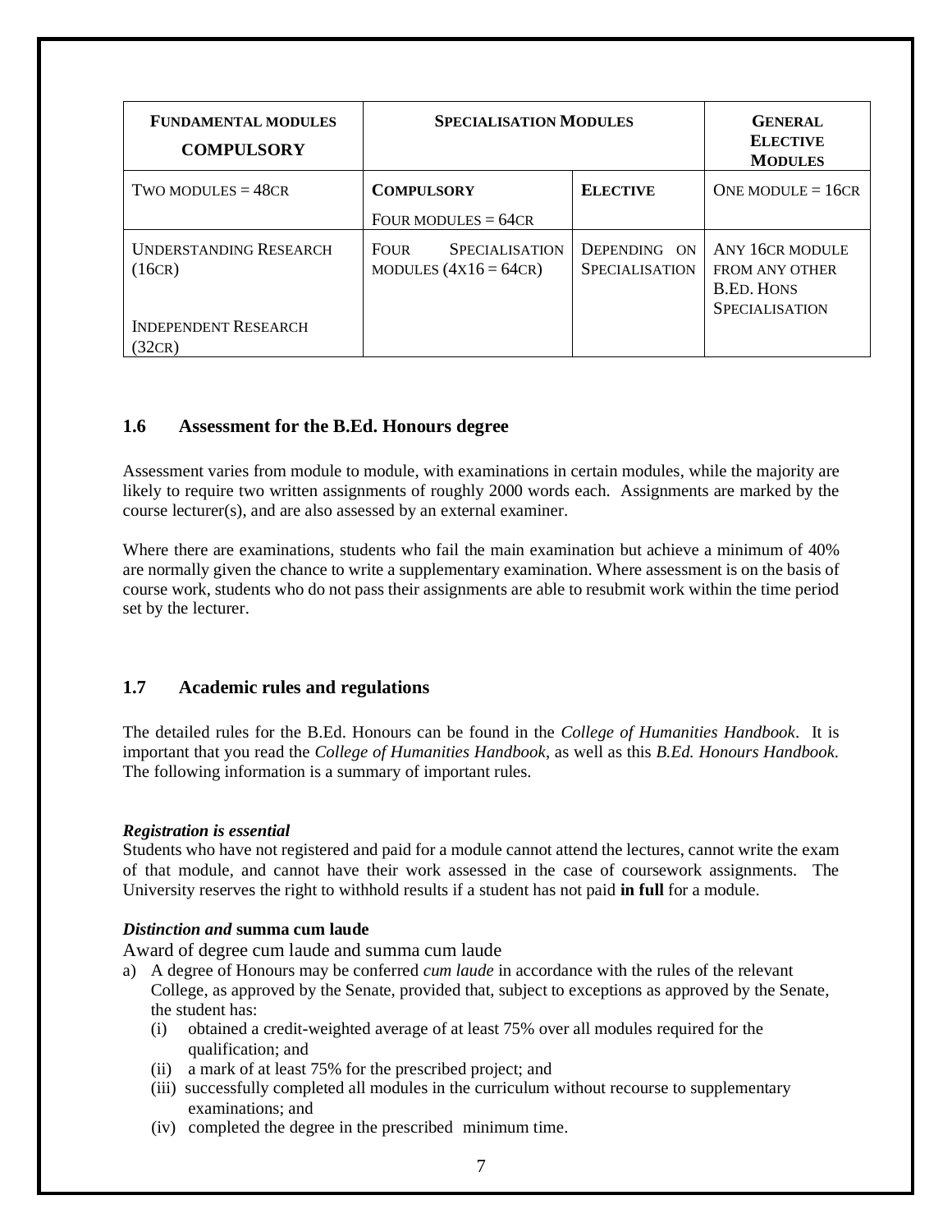| FUNDAMENTAL MODULES COMPULSORY | SPECIALISATION MODULES | | GENERAL ELECTIVE MODULES |
|---|---|---|---|
| TWO MODULES = 48CR | **COMPULSORY** FOUR MODULES = 64CR | **ELECTIVE** | ONE MODULE = 16CR |
| UNDERSTANDING RESEARCH (16CR) <br><br> INDEPENDENT RESEARCH (32CR) | FOUR SPECIALISATION MODULES (4X16 = 64CR) | DEPENDING ON SPECIALISATION | ANY 16CR MODULE FROM ANY OTHER B.ED. HONS SPECIALISATION |

## 1.6 Assessment for the B.Ed. Honours degree

Assessment varies from module to module, with examinations in certain modules, while the majority are likely to require two written assignments of roughly 2000 words each. Assignments are marked by the course lecturer(s), and are also assessed by an external examiner.

Where there are examinations, students who fail the main examination but achieve a minimum of 40% are normally given the chance to write a supplementary examination. Where assessment is on the basis of course work, students who do not pass their assignments are able to resubmit work within the time period set by the lecturer.

## 1.7 Academic rules and regulations

The detailed rules for the B.Ed. Honours can be found in the *College of Humanities Handbook*. It is important that you read the *College of Humanities Handbook*, as well as this *B.Ed. Honours Handbook.* The following information is a summary of important rules.

***Registration is essential***

Students who have not registered and paid for a module cannot attend the lectures, cannot write the exam of that module, and cannot have their work assessed in the case of coursework assignments. The University reserves the right to withhold results if a student has not paid **in full** for a module.

***Distinction and* summa cum laude**

Award of degree cum laude and summa cum laude

a) A degree of Honours may be conferred *cum laude* in accordance with the rules of the relevant College, as approved by the Senate, provided that, subject to exceptions as approved by the Senate, the student has:
   (i) obtained a credit-weighted average of at least 75% over all modules required for the qualification; and
   (ii) a mark of at least 75% for the prescribed project; and
   (iii) successfully completed all modules in the curriculum without recourse to supplementary examinations; and
   (iv) completed the degree in the prescribed minimum time.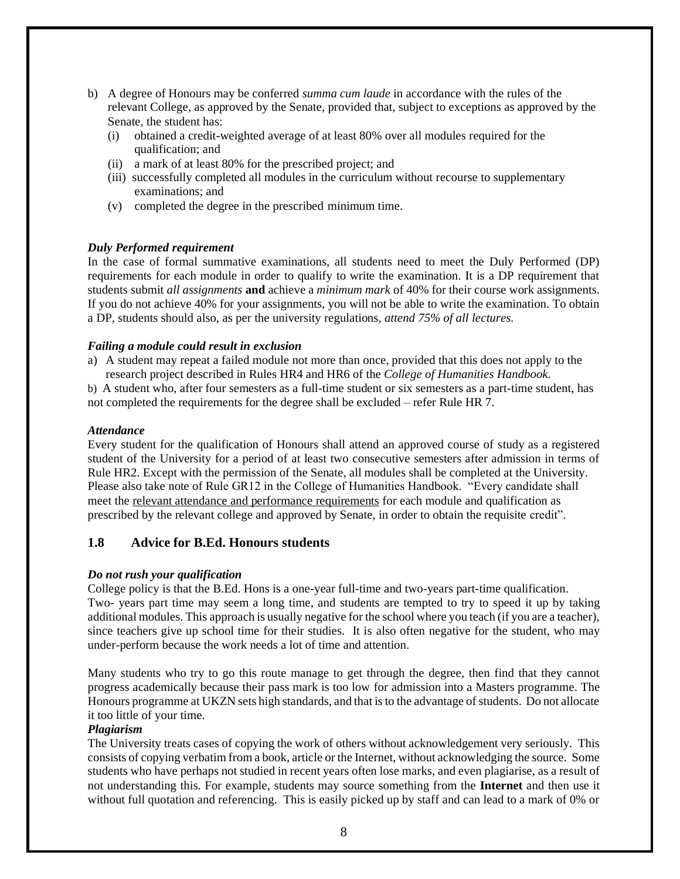b) A degree of Honours may be conferred *summa cum laude* in accordance with the rules of the relevant College, as approved by the Senate, provided that, subject to exceptions as approved by the Senate, the student has:
   (i) obtained a credit-weighted average of at least 80% over all modules required for the qualification; and
   (ii) a mark of at least 80% for the prescribed project; and
   (iii) successfully completed all modules in the curriculum without recourse to supplementary examinations; and
   (v) completed the degree in the prescribed minimum time.

***Duly Performed requirement***

In the case of formal summative examinations, all students need to meet the Duly Performed (DP) requirements for each module in order to qualify to write the examination. It is a DP requirement that students submit *all assignments* **and** achieve a *minimum mark* of 40% for their course work assignments. If you do not achieve 40% for your assignments, you will not be able to write the examination. To obtain a DP, students should also, as per the university regulations, *attend 75% of all lectures.*

***Failing a module could result in exclusion***

a) A student may repeat a failed module not more than once, provided that this does not apply to the research project described in Rules HR4 and HR6 of the *College of Humanities Handbook*.

b) A student who, after four semesters as a full-time student or six semesters as a part-time student, has not completed the requirements for the degree shall be excluded – refer Rule HR 7.

***Attendance***

Every student for the qualification of Honours shall attend an approved course of study as a registered student of the University for a period of at least two consecutive semesters after admission in terms of Rule HR2. Except with the permission of the Senate, all modules shall be completed at the University. Please also take note of Rule GR12 in the College of Humanities Handbook. "Every candidate shall meet the relevant attendance and performance requirements for each module and qualification as prescribed by the relevant college and approved by Senate, in order to obtain the requisite credit".

## 1.8 Advice for B.Ed. Honours students

***Do not rush your qualification***

College policy is that the B.Ed. Hons is a one-year full-time and two-years part-time qualification. Two- years part time may seem a long time, and students are tempted to try to speed it up by taking additional modules. This approach is usually negative for the school where you teach (if you are a teacher), since teachers give up school time for their studies. It is also often negative for the student, who may under-perform because the work needs a lot of time and attention.

Many students who try to go this route manage to get through the degree, then find that they cannot progress academically because their pass mark is too low for admission into a Masters programme. The Honours programme at UKZN sets high standards, and that is to the advantage of students. Do not allocate it too little of your time.

***Plagiarism***

The University treats cases of copying the work of others without acknowledgement very seriously. This consists of copying verbatim from a book, article or the Internet, without acknowledging the source. Some students who have perhaps not studied in recent years often lose marks, and even plagiarise, as a result of not understanding this. For example, students may source something from the **Internet** and then use it without full quotation and referencing. This is easily picked up by staff and can lead to a mark of 0% or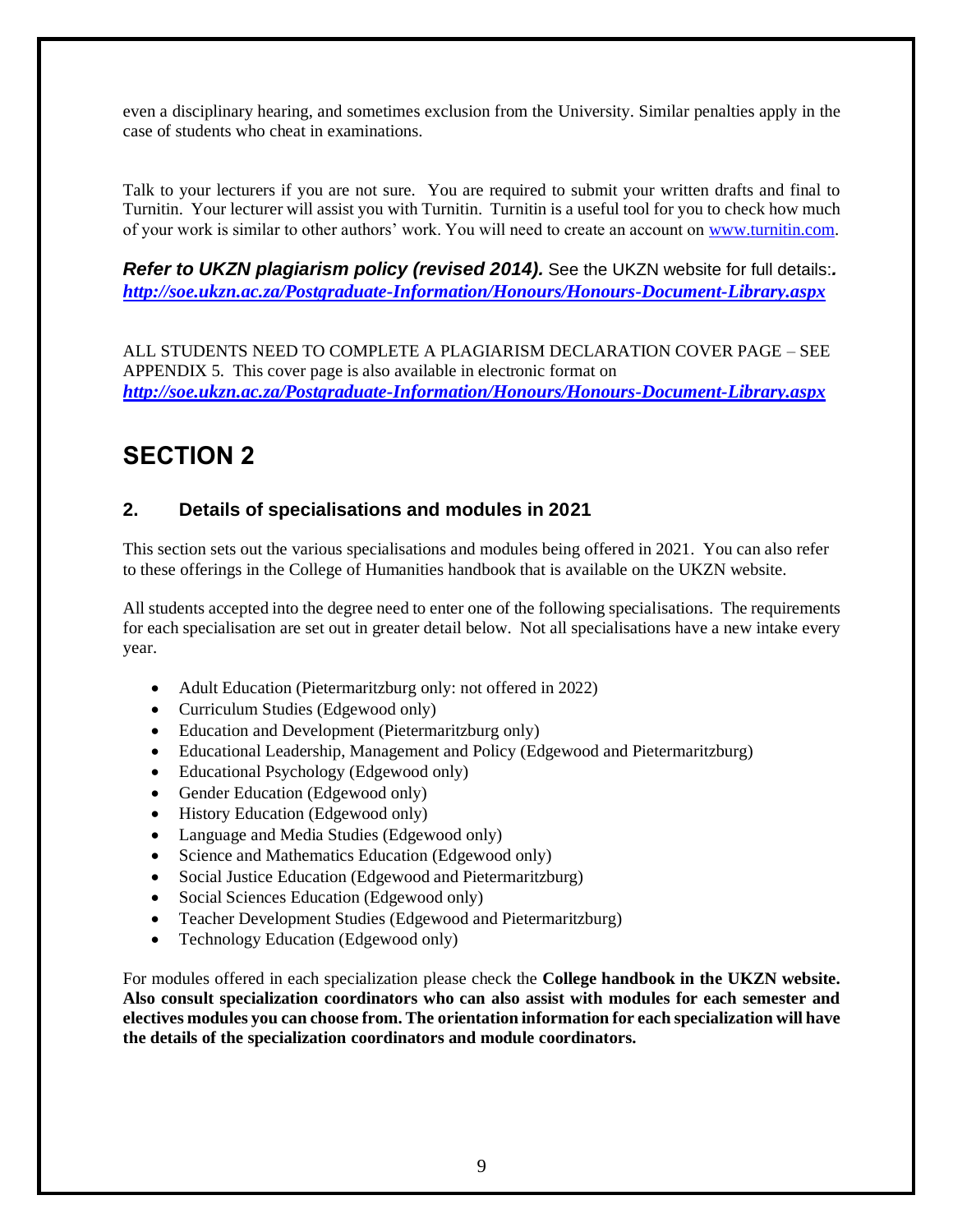even a disciplinary hearing, and sometimes exclusion from the University. Similar penalties apply in the case of students who cheat in examinations.

Talk to your lecturers if you are not sure. You are required to submit your written drafts and final to Turnitin. Your lecturer will assist you with Turnitin. Turnitin is a useful tool for you to check how much of your work is similar to other authors' work. You will need to create an account on [www.turnitin.com](www.turnitin.com).

***Refer to UKZN plagiarism policy (revised 2014).*** See the UKZN website for full details:***.*** ***[http://soe.ukzn.ac.za/Postgraduate-Information/Honours/Honours-Document-Library.aspx](http://soe.ukzn.ac.za/Postgraduate-Information/Honours/Honours-Document-Library.aspx)***

ALL STUDENTS NEED TO COMPLETE A PLAGIARISM DECLARATION COVER PAGE – SEE APPENDIX 5. This cover page is also available in electronic format on ***[http://soe.ukzn.ac.za/Postgraduate-Information/Honours/Honours-Document-Library.aspx](http://soe.ukzn.ac.za/Postgraduate-Information/Honours/Honours-Document-Library.aspx)***

# SECTION 2

## 2. Details of specialisations and modules in 2021

This section sets out the various specialisations and modules being offered in 2021. You can also refer to these offerings in the College of Humanities handbook that is available on the UKZN website.

All students accepted into the degree need to enter one of the following specialisations. The requirements for each specialisation are set out in greater detail below. Not all specialisations have a new intake every year.

- Adult Education (Pietermaritzburg only: not offered in 2022)
- Curriculum Studies (Edgewood only)
- Education and Development (Pietermaritzburg only)
- Educational Leadership, Management and Policy (Edgewood and Pietermaritzburg)
- Educational Psychology (Edgewood only)
- Gender Education (Edgewood only)
- History Education (Edgewood only)
- Language and Media Studies (Edgewood only)
- Science and Mathematics Education (Edgewood only)
- Social Justice Education (Edgewood and Pietermaritzburg)
- Social Sciences Education (Edgewood only)
- Teacher Development Studies (Edgewood and Pietermaritzburg)
- Technology Education (Edgewood only)

For modules offered in each specialization please check the **College handbook in the UKZN website. Also consult specialization coordinators who can also assist with modules for each semester and electives modules you can choose from. The orientation information for each specialization will have the details of the specialization coordinators and module coordinators.**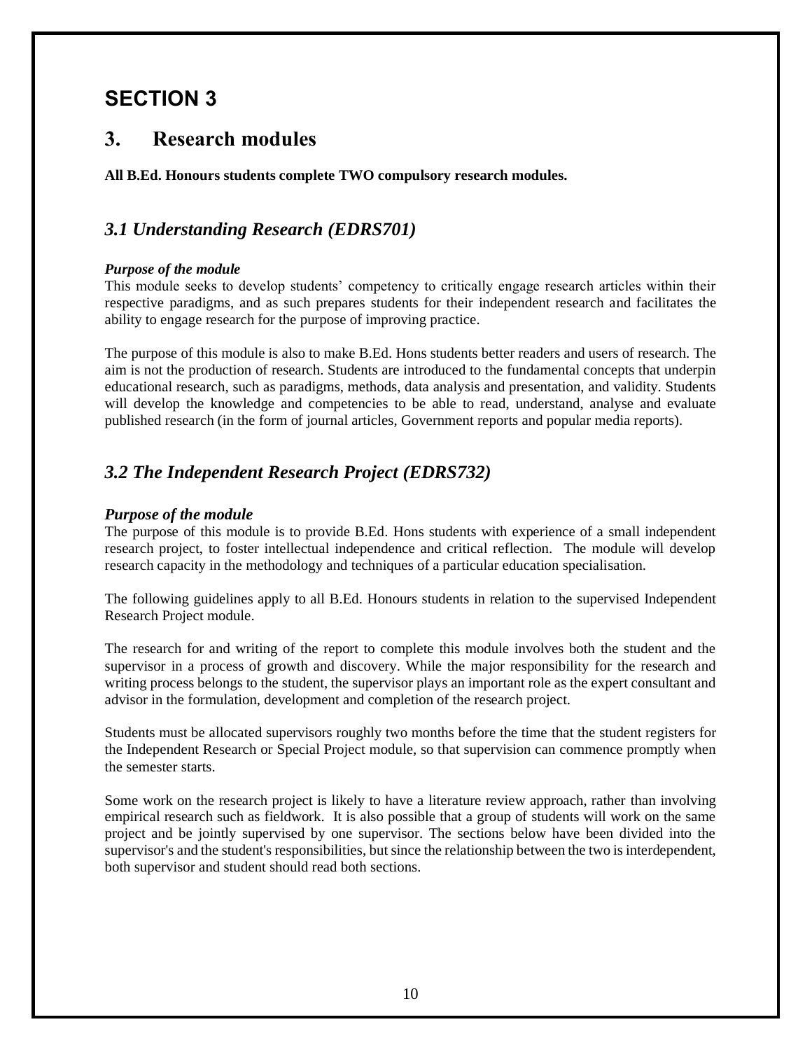# SECTION 3

## 3. Research modules

**All B.Ed. Honours students complete TWO compulsory research modules.**

### *3.1 Understanding Research (EDRS701)*

***Purpose of the module***

This module seeks to develop students' competency to critically engage research articles within their respective paradigms, and as such prepares students for their independent research and facilitates the ability to engage research for the purpose of improving practice.

The purpose of this module is also to make B.Ed. Hons students better readers and users of research. The aim is not the production of research. Students are introduced to the fundamental concepts that underpin educational research, such as paradigms, methods, data analysis and presentation, and validity. Students will develop the knowledge and competencies to be able to read, understand, analyse and evaluate published research (in the form of journal articles, Government reports and popular media reports).

### *3.2 The Independent Research Project (EDRS732)*

***Purpose of the module***

The purpose of this module is to provide B.Ed. Hons students with experience of a small independent research project, to foster intellectual independence and critical reflection. The module will develop research capacity in the methodology and techniques of a particular education specialisation.

The following guidelines apply to all B.Ed. Honours students in relation to the supervised Independent Research Project module.

The research for and writing of the report to complete this module involves both the student and the supervisor in a process of growth and discovery. While the major responsibility for the research and writing process belongs to the student, the supervisor plays an important role as the expert consultant and advisor in the formulation, development and completion of the research project.

Students must be allocated supervisors roughly two months before the time that the student registers for the Independent Research or Special Project module, so that supervision can commence promptly when the semester starts.

Some work on the research project is likely to have a literature review approach, rather than involving empirical research such as fieldwork. It is also possible that a group of students will work on the same project and be jointly supervised by one supervisor. The sections below have been divided into the supervisor's and the student's responsibilities, but since the relationship between the two is interdependent, both supervisor and student should read both sections.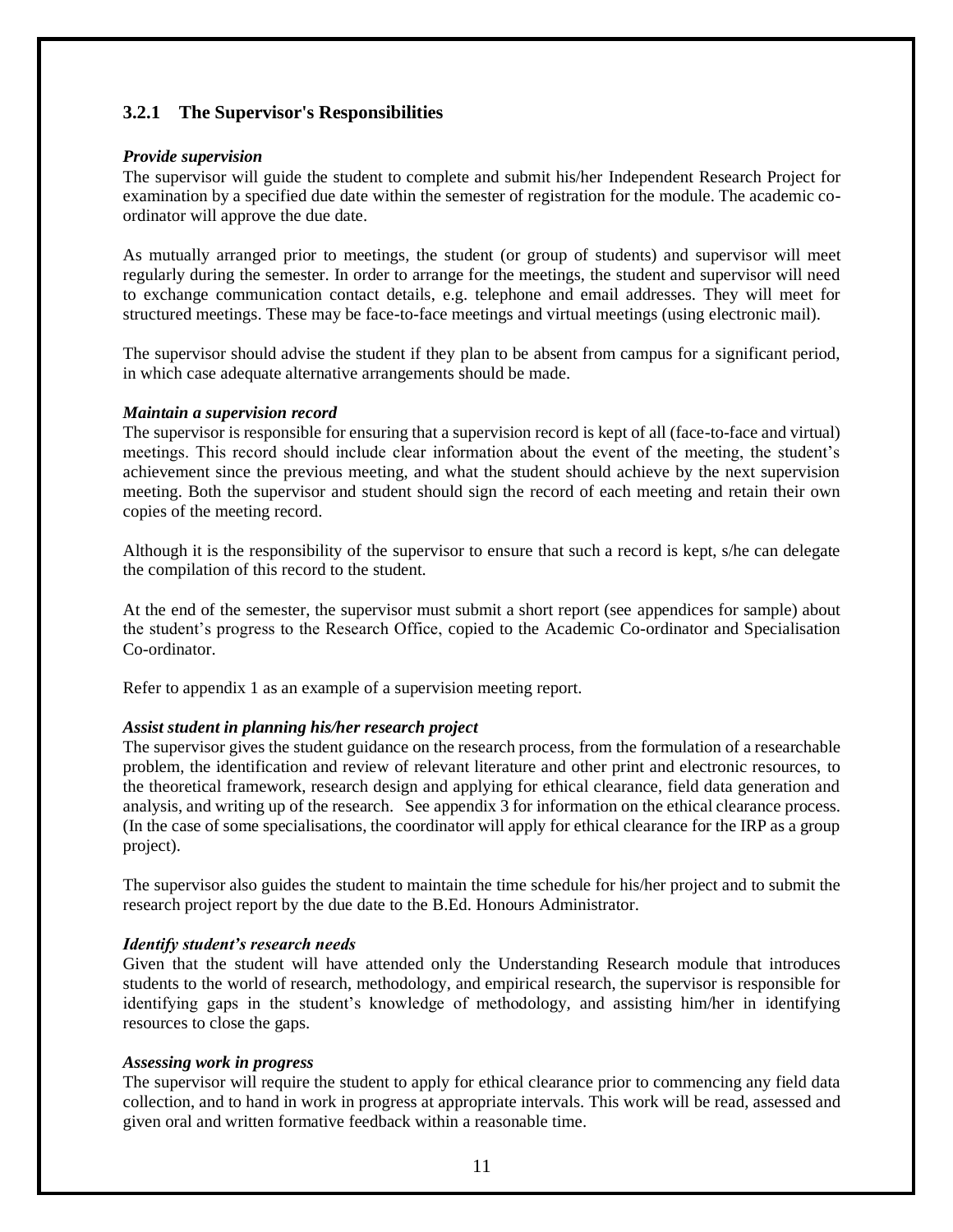### 3.2.1 The Supervisor's Responsibilities

***Provide supervision***

The supervisor will guide the student to complete and submit his/her Independent Research Project for examination by a specified due date within the semester of registration for the module. The academic co-ordinator will approve the due date.

As mutually arranged prior to meetings, the student (or group of students) and supervisor will meet regularly during the semester. In order to arrange for the meetings, the student and supervisor will need to exchange communication contact details, e.g. telephone and email addresses. They will meet for structured meetings. These may be face-to-face meetings and virtual meetings (using electronic mail).

The supervisor should advise the student if they plan to be absent from campus for a significant period, in which case adequate alternative arrangements should be made.

***Maintain a supervision record***

The supervisor is responsible for ensuring that a supervision record is kept of all (face-to-face and virtual) meetings. This record should include clear information about the event of the meeting, the student's achievement since the previous meeting, and what the student should achieve by the next supervision meeting. Both the supervisor and student should sign the record of each meeting and retain their own copies of the meeting record.

Although it is the responsibility of the supervisor to ensure that such a record is kept, s/he can delegate the compilation of this record to the student.

At the end of the semester, the supervisor must submit a short report (see appendices for sample) about the student's progress to the Research Office, copied to the Academic Co-ordinator and Specialisation Co-ordinator.

Refer to appendix 1 as an example of a supervision meeting report.

***Assist student in planning his/her research project***

The supervisor gives the student guidance on the research process, from the formulation of a researchable problem, the identification and review of relevant literature and other print and electronic resources, to the theoretical framework, research design and applying for ethical clearance, field data generation and analysis, and writing up of the research. See appendix 3 for information on the ethical clearance process. (In the case of some specialisations, the coordinator will apply for ethical clearance for the IRP as a group project).

The supervisor also guides the student to maintain the time schedule for his/her project and to submit the research project report by the due date to the B.Ed. Honours Administrator.

***Identify student's research needs***

Given that the student will have attended only the Understanding Research module that introduces students to the world of research, methodology, and empirical research, the supervisor is responsible for identifying gaps in the student's knowledge of methodology, and assisting him/her in identifying resources to close the gaps.

***Assessing work in progress***

The supervisor will require the student to apply for ethical clearance prior to commencing any field data collection, and to hand in work in progress at appropriate intervals. This work will be read, assessed and given oral and written formative feedback within a reasonable time.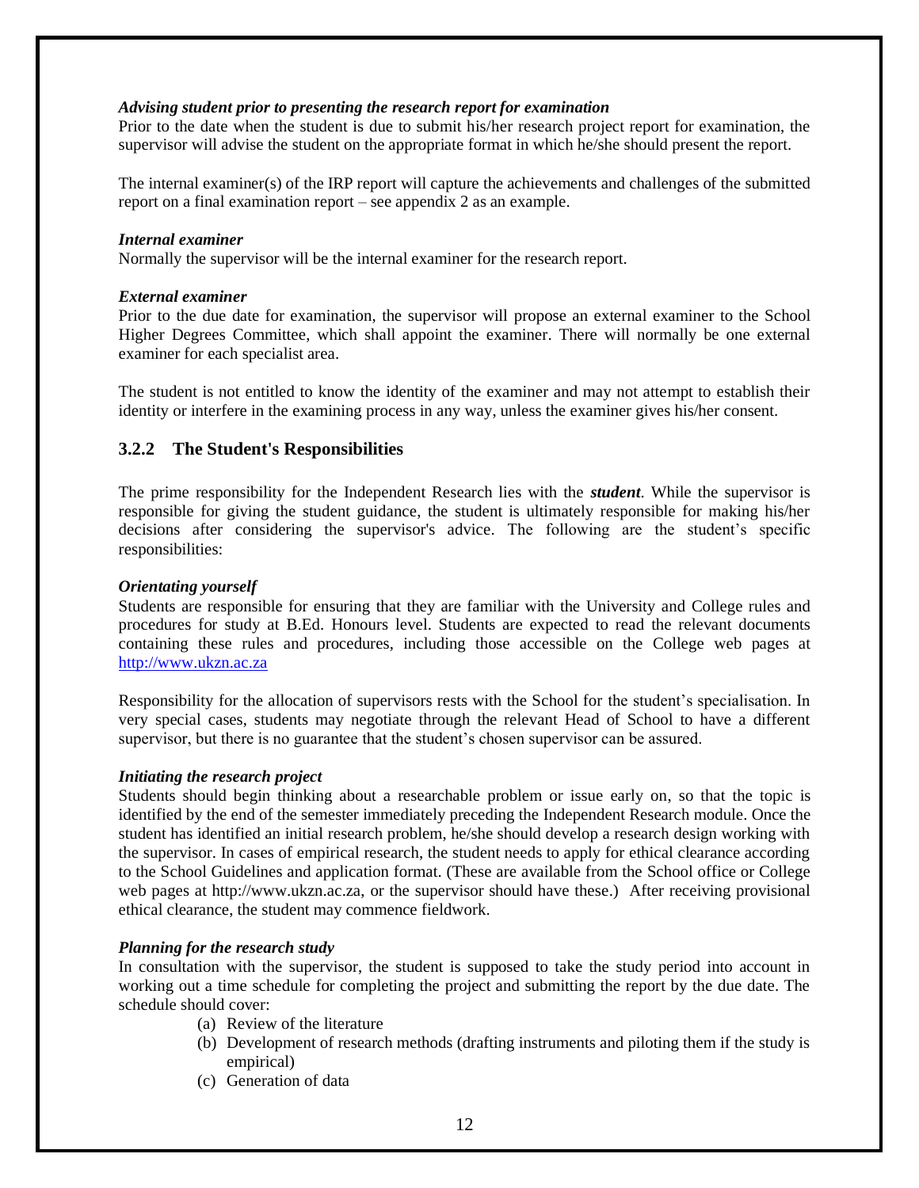***Advising student prior to presenting the research report for examination***

Prior to the date when the student is due to submit his/her research project report for examination, the supervisor will advise the student on the appropriate format in which he/she should present the report.

The internal examiner(s) of the IRP report will capture the achievements and challenges of the submitted report on a final examination report – see appendix 2 as an example.

***Internal examiner***

Normally the supervisor will be the internal examiner for the research report.

***External examiner***

Prior to the due date for examination, the supervisor will propose an external examiner to the School Higher Degrees Committee, which shall appoint the examiner. There will normally be one external examiner for each specialist area.

The student is not entitled to know the identity of the examiner and may not attempt to establish their identity or interfere in the examining process in any way, unless the examiner gives his/her consent.

### 3.2.2 The Student's Responsibilities

The prime responsibility for the Independent Research lies with the ***student***. While the supervisor is responsible for giving the student guidance, the student is ultimately responsible for making his/her decisions after considering the supervisor's advice. The following are the student's specific responsibilities:

***Orientating yourself***

Students are responsible for ensuring that they are familiar with the University and College rules and procedures for study at B.Ed. Honours level. Students are expected to read the relevant documents containing these rules and procedures, including those accessible on the College web pages at http://www.ukzn.ac.za

Responsibility for the allocation of supervisors rests with the School for the student's specialisation. In very special cases, students may negotiate through the relevant Head of School to have a different supervisor, but there is no guarantee that the student's chosen supervisor can be assured.

***Initiating the research project***

Students should begin thinking about a researchable problem or issue early on, so that the topic is identified by the end of the semester immediately preceding the Independent Research module. Once the student has identified an initial research problem, he/she should develop a research design working with the supervisor. In cases of empirical research, the student needs to apply for ethical clearance according to the School Guidelines and application format. (These are available from the School office or College web pages at http://www.ukzn.ac.za, or the supervisor should have these.) After receiving provisional ethical clearance, the student may commence fieldwork.

***Planning for the research study***

In consultation with the supervisor, the student is supposed to take the study period into account in working out a time schedule for completing the project and submitting the report by the due date. The schedule should cover:

(a) Review of the literature
(b) Development of research methods (drafting instruments and piloting them if the study is empirical)
(c) Generation of data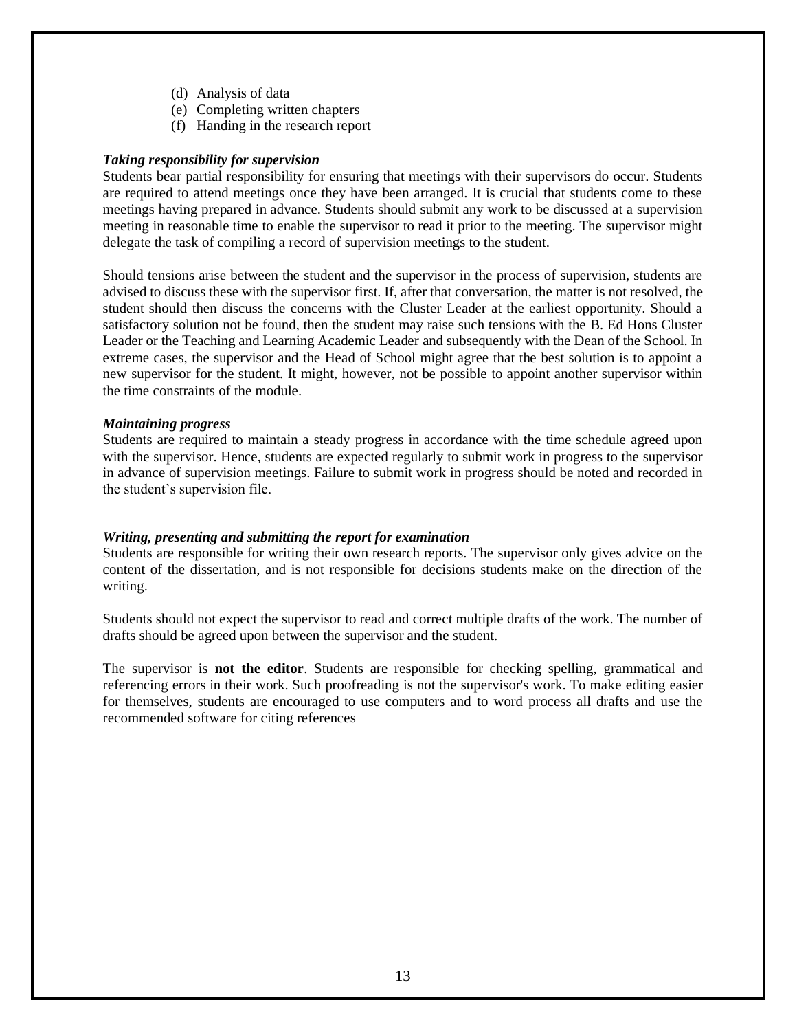(d) Analysis of data
(e) Completing written chapters
(f) Handing in the research report

***Taking responsibility for supervision***

Students bear partial responsibility for ensuring that meetings with their supervisors do occur. Students are required to attend meetings once they have been arranged. It is crucial that students come to these meetings having prepared in advance. Students should submit any work to be discussed at a supervision meeting in reasonable time to enable the supervisor to read it prior to the meeting. The supervisor might delegate the task of compiling a record of supervision meetings to the student.

Should tensions arise between the student and the supervisor in the process of supervision, students are advised to discuss these with the supervisor first. If, after that conversation, the matter is not resolved, the student should then discuss the concerns with the Cluster Leader at the earliest opportunity. Should a satisfactory solution not be found, then the student may raise such tensions with the B. Ed Hons Cluster Leader or the Teaching and Learning Academic Leader and subsequently with the Dean of the School. In extreme cases, the supervisor and the Head of School might agree that the best solution is to appoint a new supervisor for the student. It might, however, not be possible to appoint another supervisor within the time constraints of the module.

***Maintaining progress***

Students are required to maintain a steady progress in accordance with the time schedule agreed upon with the supervisor. Hence, students are expected regularly to submit work in progress to the supervisor in advance of supervision meetings. Failure to submit work in progress should be noted and recorded in the student's supervision file.

***Writing, presenting and submitting the report for examination***

Students are responsible for writing their own research reports. The supervisor only gives advice on the content of the dissertation, and is not responsible for decisions students make on the direction of the writing.

Students should not expect the supervisor to read and correct multiple drafts of the work. The number of drafts should be agreed upon between the supervisor and the student.

The supervisor is **not the editor**. Students are responsible for checking spelling, grammatical and referencing errors in their work. Such proofreading is not the supervisor's work. To make editing easier for themselves, students are encouraged to use computers and to word process all drafts and use the recommended software for citing references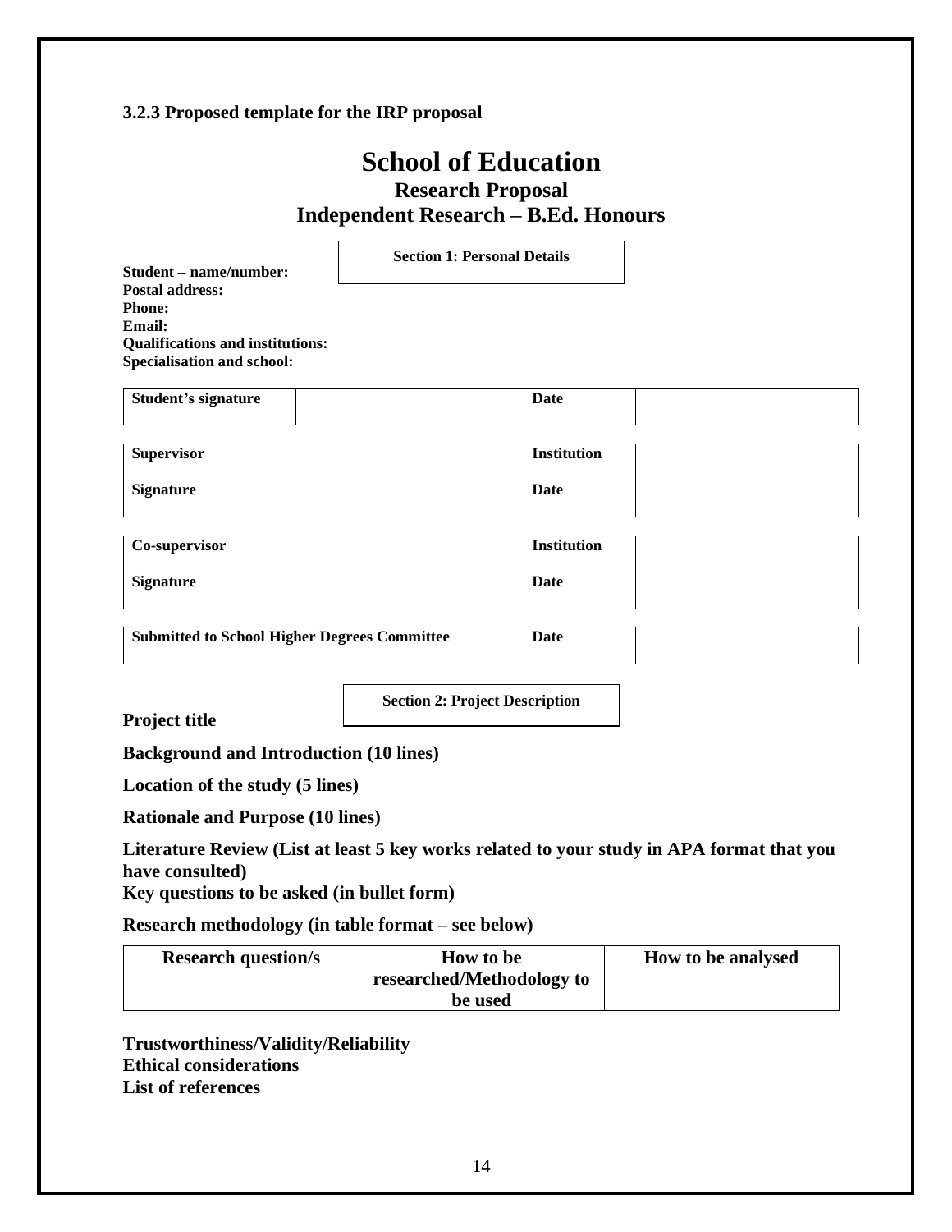### 3.2.3 Proposed template for the IRP proposal

# School of Education

## Research Proposal

## Independent Research – B.Ed. Honours

**Section 1: Personal Details**

**Student – name/number:**
**Postal address:**
**Phone:**
**Email:**
**Qualifications and institutions:**
**Specialisation and school:**

| **Student's signature** | | **Date** | |
|---|---|---|---|

| **Supervisor** | | **Institution** | |
|---|---|---|---|
| **Signature** | | **Date** | |

| **Co-supervisor** | | **Institution** | |
|---|---|---|---|
| **Signature** | | **Date** | |

| **Submitted to School Higher Degrees Committee** | **Date** | |
|---|---|---|

**Section 2: Project Description**

**Project title**

**Background and Introduction (10 lines)**

**Location of the study (5 lines)**

**Rationale and Purpose (10 lines)**

**Literature Review (List at least 5 key works related to your study in APA format that you have consulted)**
**Key questions to be asked (in bullet form)**

**Research methodology (in table format – see below)**

| Research question/s | How to be researched/Methodology to be used | How to be analysed |
|---|---|---|

**Trustworthiness/Validity/Reliability**
**Ethical considerations**
**List of references**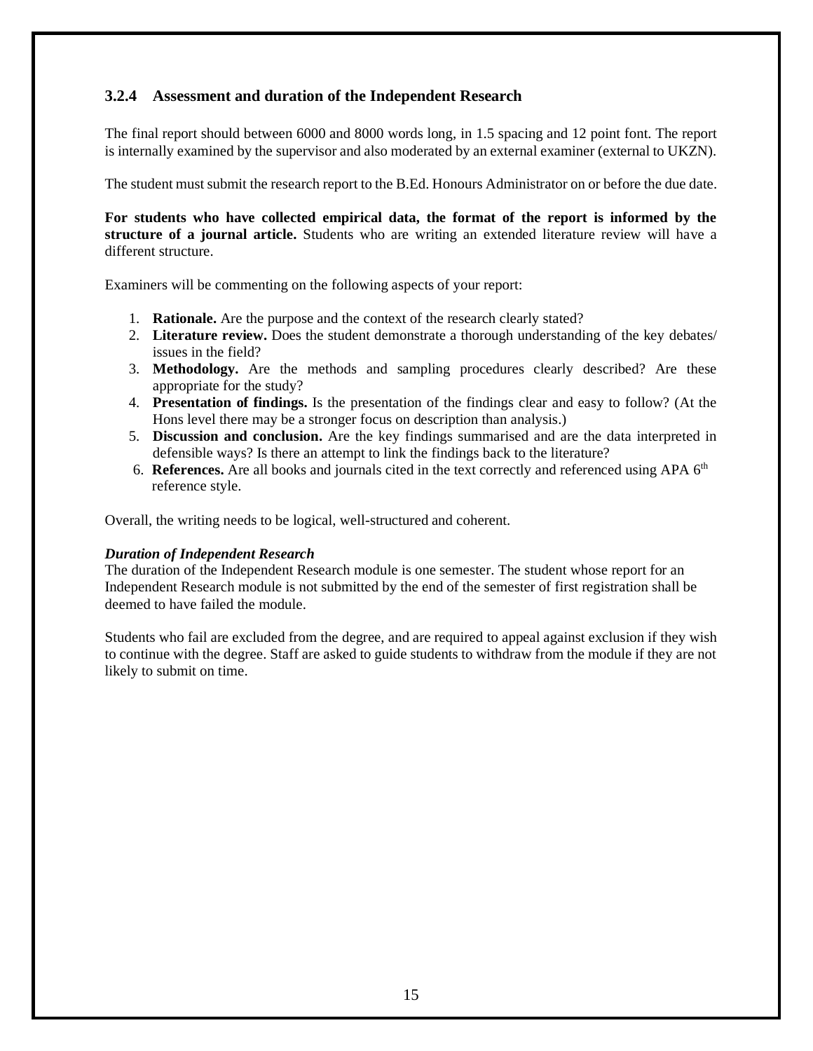### 3.2.4 Assessment and duration of the Independent Research

The final report should between 6000 and 8000 words long, in 1.5 spacing and 12 point font. The report is internally examined by the supervisor and also moderated by an external examiner (external to UKZN).

The student must submit the research report to the B.Ed. Honours Administrator on or before the due date.

**For students who have collected empirical data, the format of the report is informed by the structure of a journal article.** Students who are writing an extended literature review will have a different structure.

Examiners will be commenting on the following aspects of your report:

1. **Rationale.** Are the purpose and the context of the research clearly stated?
2. **Literature review.** Does the student demonstrate a thorough understanding of the key debates/ issues in the field?
3. **Methodology.** Are the methods and sampling procedures clearly described? Are these appropriate for the study?
4. **Presentation of findings.** Is the presentation of the findings clear and easy to follow? (At the Hons level there may be a stronger focus on description than analysis.)
5. **Discussion and conclusion.** Are the key findings summarised and are the data interpreted in defensible ways? Is there an attempt to link the findings back to the literature?
6. **References.** Are all books and journals cited in the text correctly and referenced using APA 6th reference style.

Overall, the writing needs to be logical, well-structured and coherent.

***Duration of Independent Research***

The duration of the Independent Research module is one semester. The student whose report for an Independent Research module is not submitted by the end of the semester of first registration shall be deemed to have failed the module.

Students who fail are excluded from the degree, and are required to appeal against exclusion if they wish to continue with the degree. Staff are asked to guide students to withdraw from the module if they are not likely to submit on time.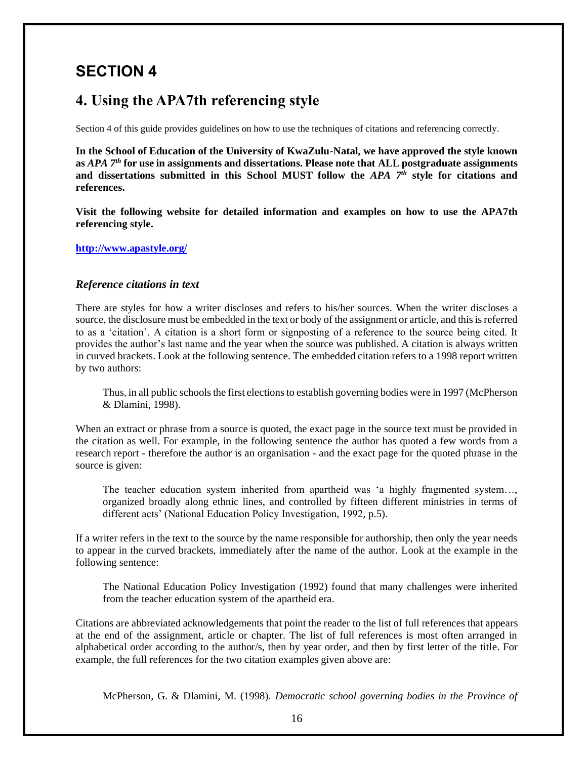# SECTION 4

## 4. Using the APA7th referencing style

Section 4 of this guide provides guidelines on how to use the techniques of citations and referencing correctly.

**In the School of Education of the University of KwaZulu-Natal, we have approved the style known as *APA 7th* for use in assignments and dissertations. Please note that ALL postgraduate assignments and dissertations submitted in this School MUST follow the *APA 7th* style for citations and references.**

**Visit the following website for detailed information and examples on how to use the APA7th referencing style.**

**http://www.apastyle.org/**

### *Reference citations in text*

There are styles for how a writer discloses and refers to his/her sources. When the writer discloses a source, the disclosure must be embedded in the text or body of the assignment or article, and this is referred to as a 'citation'. A citation is a short form or signposting of a reference to the source being cited. It provides the author's last name and the year when the source was published. A citation is always written in curved brackets. Look at the following sentence. The embedded citation refers to a 1998 report written by two authors:

> Thus, in all public schools the first elections to establish governing bodies were in 1997 (McPherson & Dlamini, 1998).

When an extract or phrase from a source is quoted, the exact page in the source text must be provided in the citation as well. For example, in the following sentence the author has quoted a few words from a research report - therefore the author is an organisation - and the exact page for the quoted phrase in the source is given:

> The teacher education system inherited from apartheid was 'a highly fragmented system…, organized broadly along ethnic lines, and controlled by fifteen different ministries in terms of different acts' (National Education Policy Investigation, 1992, p.5).

If a writer refers in the text to the source by the name responsible for authorship, then only the year needs to appear in the curved brackets, immediately after the name of the author. Look at the example in the following sentence:

> The National Education Policy Investigation (1992) found that many challenges were inherited from the teacher education system of the apartheid era.

Citations are abbreviated acknowledgements that point the reader to the list of full references that appears at the end of the assignment, article or chapter. The list of full references is most often arranged in alphabetical order according to the author/s, then by year order, and then by first letter of the title. For example, the full references for the two citation examples given above are:

> McPherson, G. & Dlamini, M. (1998). *Democratic school governing bodies in the Province of*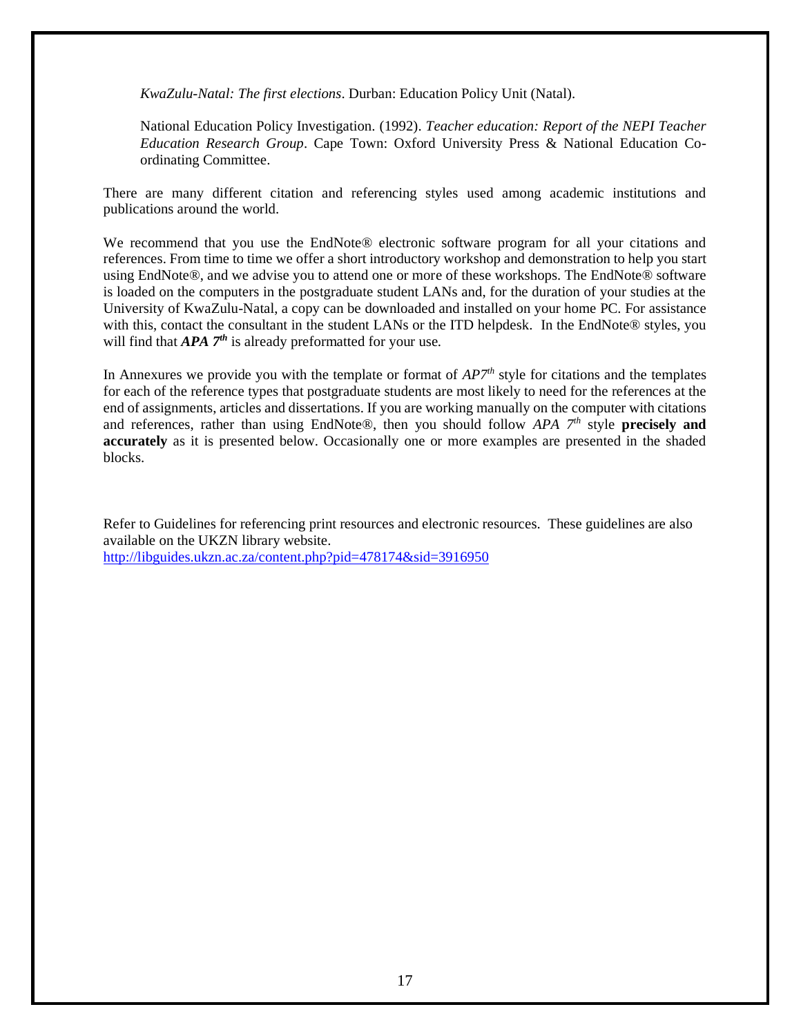*KwaZulu-Natal: The first elections*. Durban: Education Policy Unit (Natal).

National Education Policy Investigation. (1992). *Teacher education: Report of the NEPI Teacher Education Research Group*. Cape Town: Oxford University Press & National Education Co-ordinating Committee.

There are many different citation and referencing styles used among academic institutions and publications around the world.

We recommend that you use the EndNote® electronic software program for all your citations and references. From time to time we offer a short introductory workshop and demonstration to help you start using EndNote®, and we advise you to attend one or more of these workshops. The EndNote® software is loaded on the computers in the postgraduate student LANs and, for the duration of your studies at the University of KwaZulu-Natal, a copy can be downloaded and installed on your home PC. For assistance with this, contact the consultant in the student LANs or the ITD helpdesk. In the EndNote® styles, you will find that ***APA 7th*** is already preformatted for your use.

In Annexures we provide you with the template or format of *AP7th* style for citations and the templates for each of the reference types that postgraduate students are most likely to need for the references at the end of assignments, articles and dissertations. If you are working manually on the computer with citations and references, rather than using EndNote®, then you should follow *APA 7th* style **precisely and accurately** as it is presented below. Occasionally one or more examples are presented in the shaded blocks.

Refer to Guidelines for referencing print resources and electronic resources. These guidelines are also available on the UKZN library website.
http://libguides.ukzn.ac.za/content.php?pid=478174&sid=3916950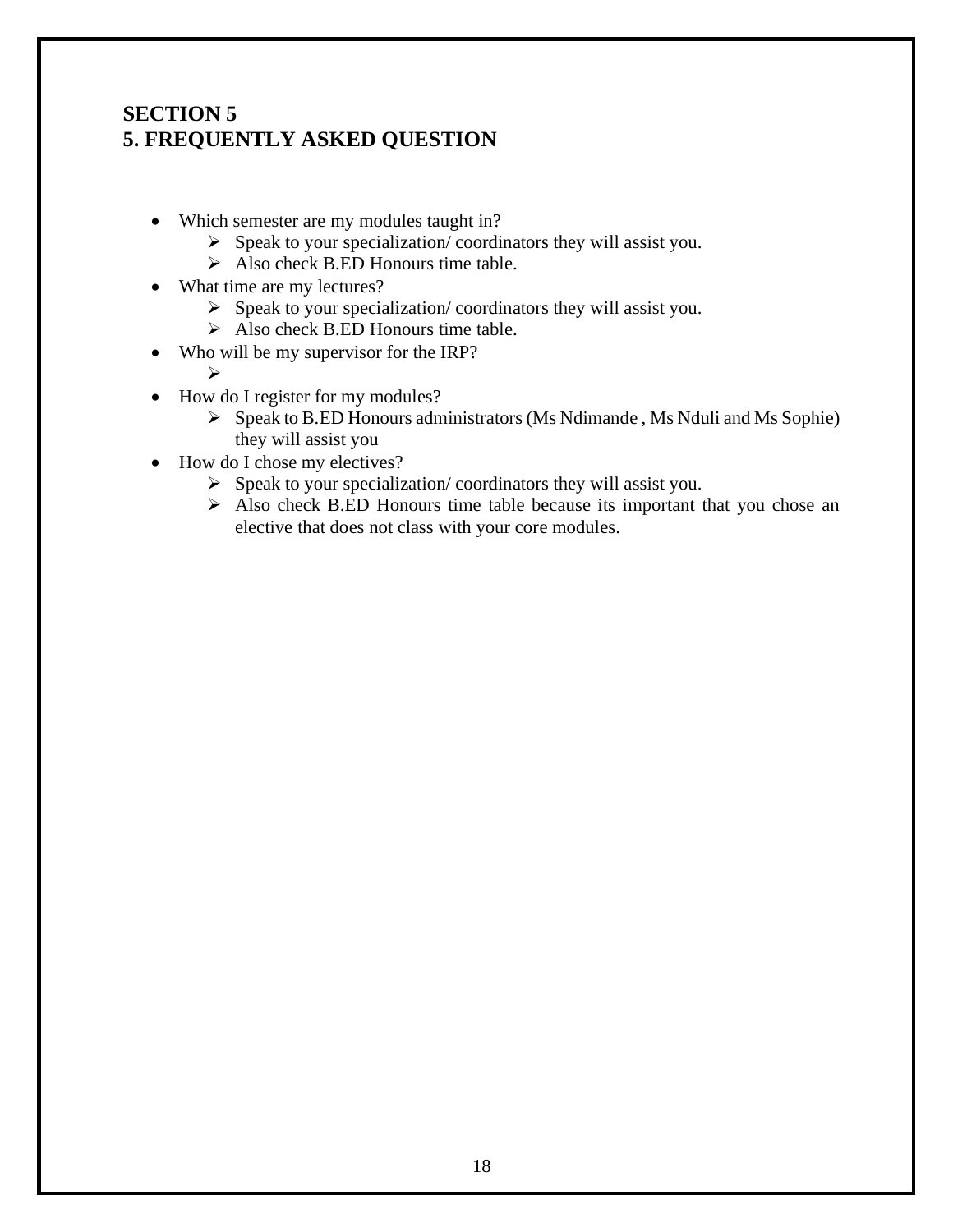# SECTION 5
# 5. FREQUENTLY ASKED QUESTION

- Which semester are my modules taught in?
  - Speak to your specialization/ coordinators they will assist you.
  - Also check B.ED Honours time table.
- What time are my lectures?
  - Speak to your specialization/ coordinators they will assist you.
  - Also check B.ED Honours time table.
- Who will be my supervisor for the IRP?
  - 
- How do I register for my modules?
  - Speak to B.ED Honours administrators (Ms Ndimande , Ms Nduli and Ms Sophie) they will assist you
- How do I chose my electives?
  - Speak to your specialization/ coordinators they will assist you.
  - Also check B.ED Honours time table because its important that you chose an elective that does not class with your core modules.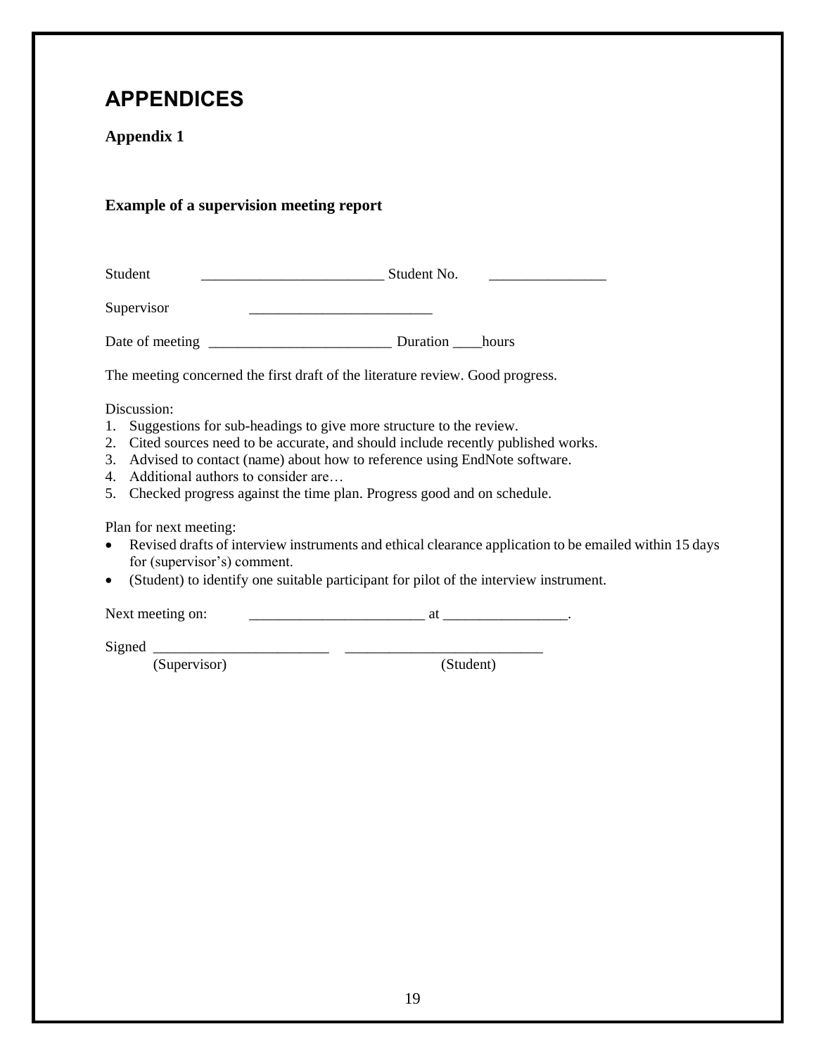# APPENDICES

## Appendix 1

### Example of a supervision meeting report

Student _________________________ Student No. ________________

Supervisor _________________________

Date of meeting _________________________ Duration ____hours

The meeting concerned the first draft of the literature review. Good progress.

Discussion:

1. Suggestions for sub-headings to give more structure to the review.
2. Cited sources need to be accurate, and should include recently published works.
3. Advised to contact (name) about how to reference using EndNote software.
4. Additional authors to consider are…
5. Checked progress against the time plan. Progress good and on schedule.

Plan for next meeting:

- Revised drafts of interview instruments and ethical clearance application to be emailed within 15 days for (supervisor's) comment.
- (Student) to identify one suitable participant for pilot of the interview instrument.

Next meeting on: ________________________ at _________________.

Signed ________________________ ___________________________
(Supervisor) (Student)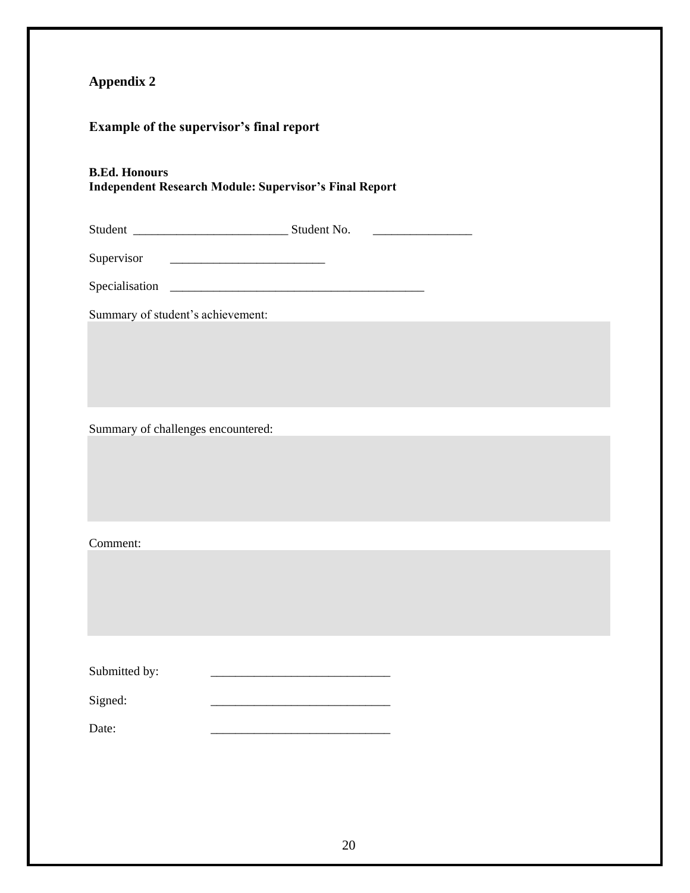## Appendix 2

### Example of the supervisor's final report

**B.Ed. Honours**
**Independent Research Module: Supervisor's Final Report**

Student _________________________ Student No. ________________

Supervisor _________________________

Specialisation _________________________________________

Summary of student's achievement:

Summary of challenges encountered:

Comment:

Submitted by: _____________________________

Signed: _____________________________

Date: _____________________________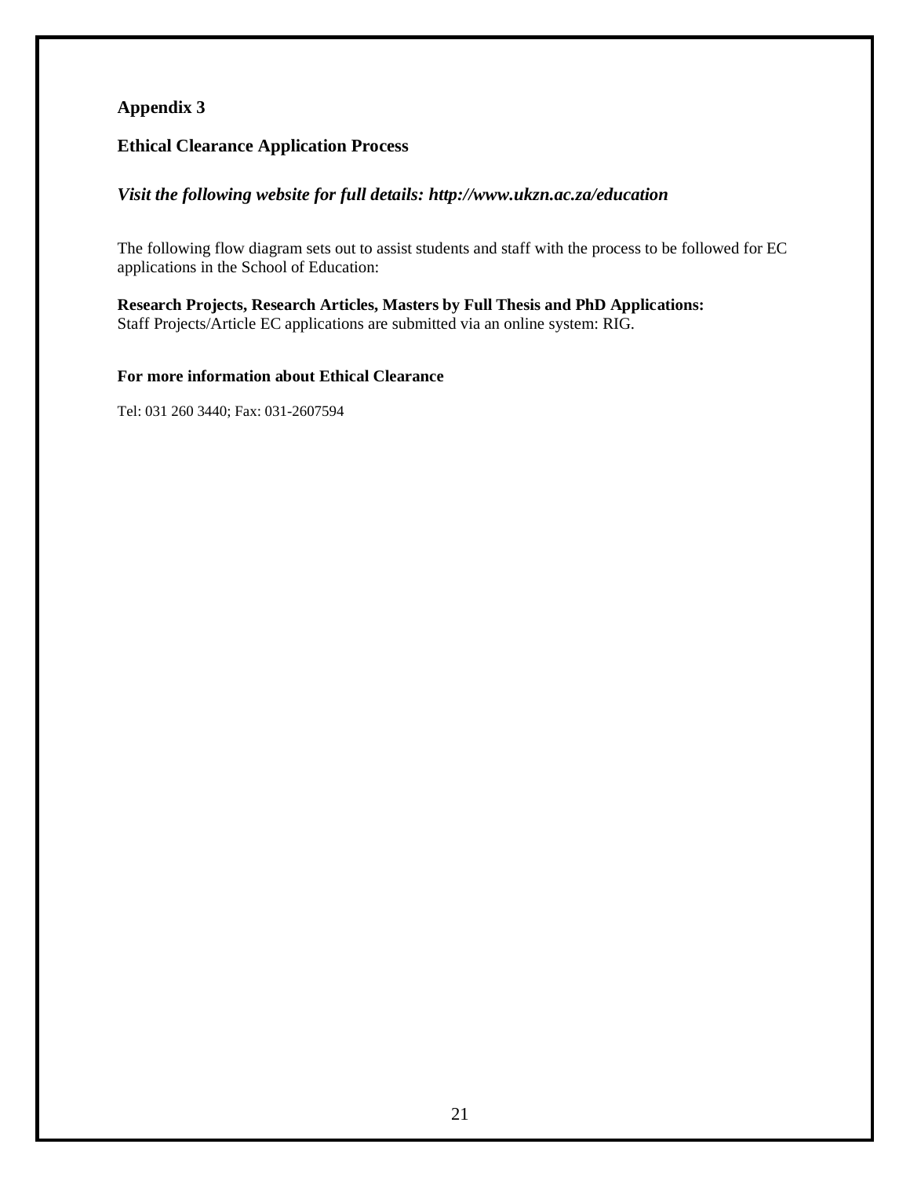## Appendix 3

### Ethical Clearance Application Process

***Visit the following website for full details: http://www.ukzn.ac.za/education***

The following flow diagram sets out to assist students and staff with the process to be followed for EC applications in the School of Education:

**Research Projects, Research Articles, Masters by Full Thesis and PhD Applications:**
Staff Projects/Article EC applications are submitted via an online system: RIG.

**For more information about Ethical Clearance**

Tel: 031 260 3440; Fax: 031-2607594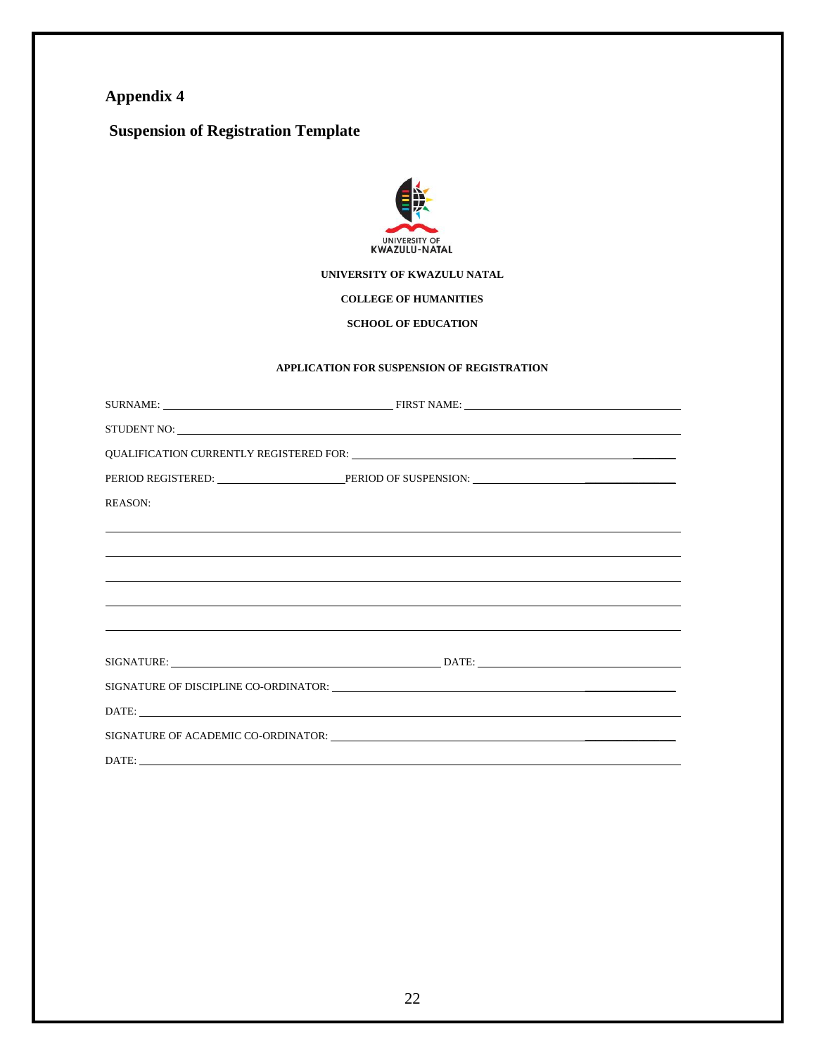# Appendix 4

## Suspension of Registration Template

UNIVERSITY OF KWAZULU-NATAL

**UNIVERSITY OF KWAZULU NATAL**

**COLLEGE OF HUMANITIES**

**SCHOOL OF EDUCATION**

**APPLICATION FOR SUSPENSION OF REGISTRATION**

SURNAME: ______________________________ FIRST NAME: ______________________________

STUDENT NO: ____________________________________________________________

QUALIFICATION CURRENTLY REGISTERED FOR: ______________________________________

PERIOD REGISTERED: ____________________ PERIOD OF SUSPENSION: ____________________

REASON:

____________________________________________________________________________

____________________________________________________________________________

____________________________________________________________________________

____________________________________________________________________________

____________________________________________________________________________

SIGNATURE: ____________________________________ DATE: ____________________________

SIGNATURE OF DISCIPLINE CO-ORDINATOR: ______________________________________

DATE: _______________________________________________________________________

SIGNATURE OF ACADEMIC CO-ORDINATOR: ______________________________________

DATE: _______________________________________________________________________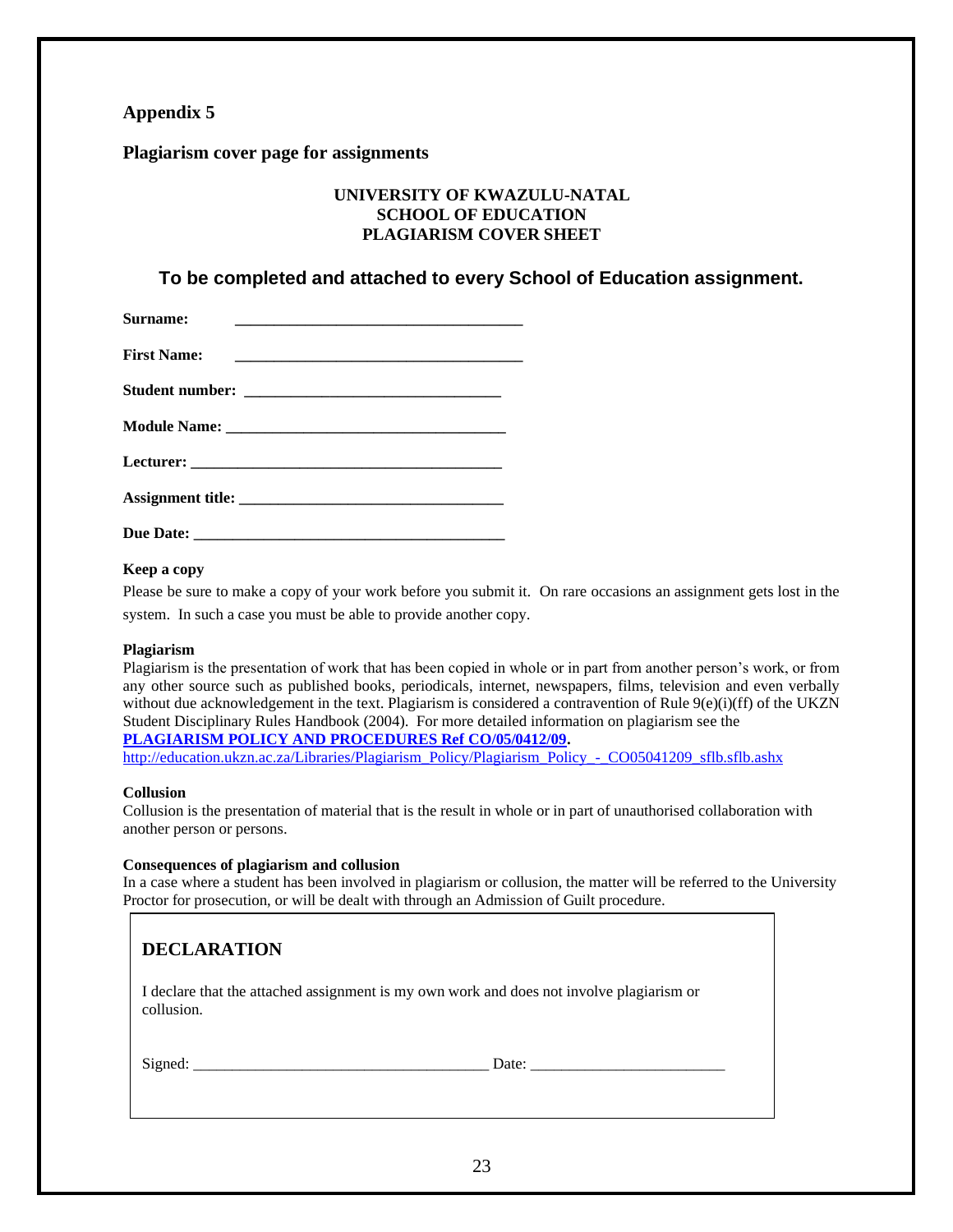## Appendix 5

### Plagiarism cover page for assignments

**UNIVERSITY OF KWAZULU-NATAL**
**SCHOOL OF EDUCATION**
**PLAGIARISM COVER SHEET**

### To be completed and attached to every School of Education assignment.

**Surname:** ____________________________________

**First Name:** ____________________________________

**Student number:** ________________________________

**Module Name:** ___________________________________

**Lecturer:** _______________________________________

**Assignment title:** _________________________________

**Due Date:** _______________________________________

**Keep a copy**

Please be sure to make a copy of your work before you submit it. On rare occasions an assignment gets lost in the system. In such a case you must be able to provide another copy.

**Plagiarism**

Plagiarism is the presentation of work that has been copied in whole or in part from another person's work, or from any other source such as published books, periodicals, internet, newspapers, films, television and even verbally without due acknowledgement in the text. Plagiarism is considered a contravention of Rule 9(e)(i)(ff) of the UKZN Student Disciplinary Rules Handbook (2004). For more detailed information on plagiarism see the **PLAGIARISM POLICY AND PROCEDURES Ref CO/05/0412/09.**
http://education.ukzn.ac.za/Libraries/Plagiarism_Policy/Plagiarism_Policy_-_CO05041209_sflb.sflb.ashx

**Collusion**

Collusion is the presentation of material that is the result in whole or in part of unauthorised collaboration with another person or persons.

**Consequences of plagiarism and collusion**

In a case where a student has been involved in plagiarism or collusion, the matter will be referred to the University Proctor for prosecution, or will be dealt with through an Admission of Guilt procedure.

### DECLARATION

I declare that the attached assignment is my own work and does not involve plagiarism or collusion.

Signed: ______________________________________ Date: _________________________